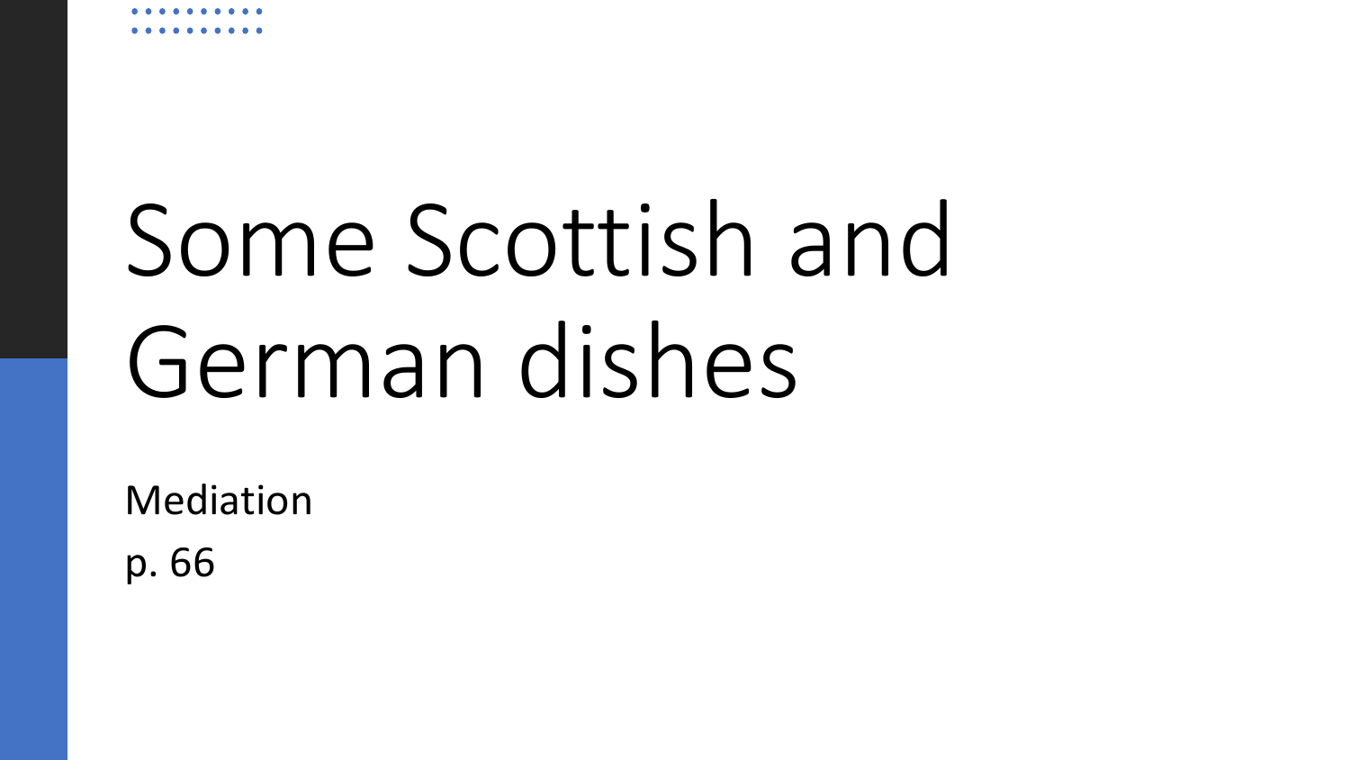# Some Scottish and German dishes

Mediation

p. 66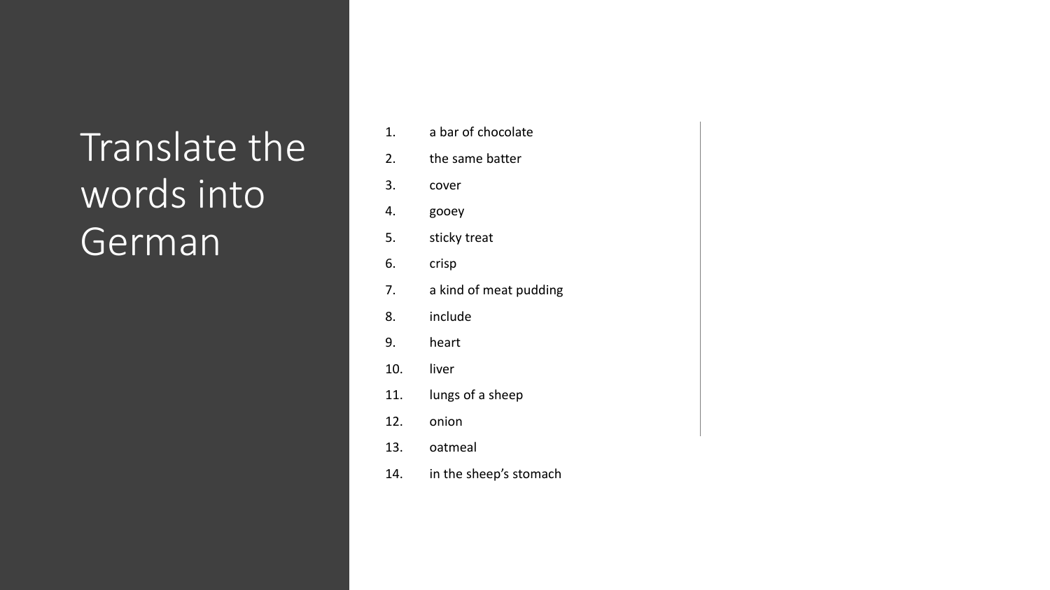# Translate the words into German

1. a bar of chocolate
2. the same batter
3. cover
4. gooey
5. sticky treat
6. crisp
7. a kind of meat pudding
8. include
9. heart
10. liver
11. lungs of a sheep
12. onion
13. oatmeal
14. in the sheep's stomach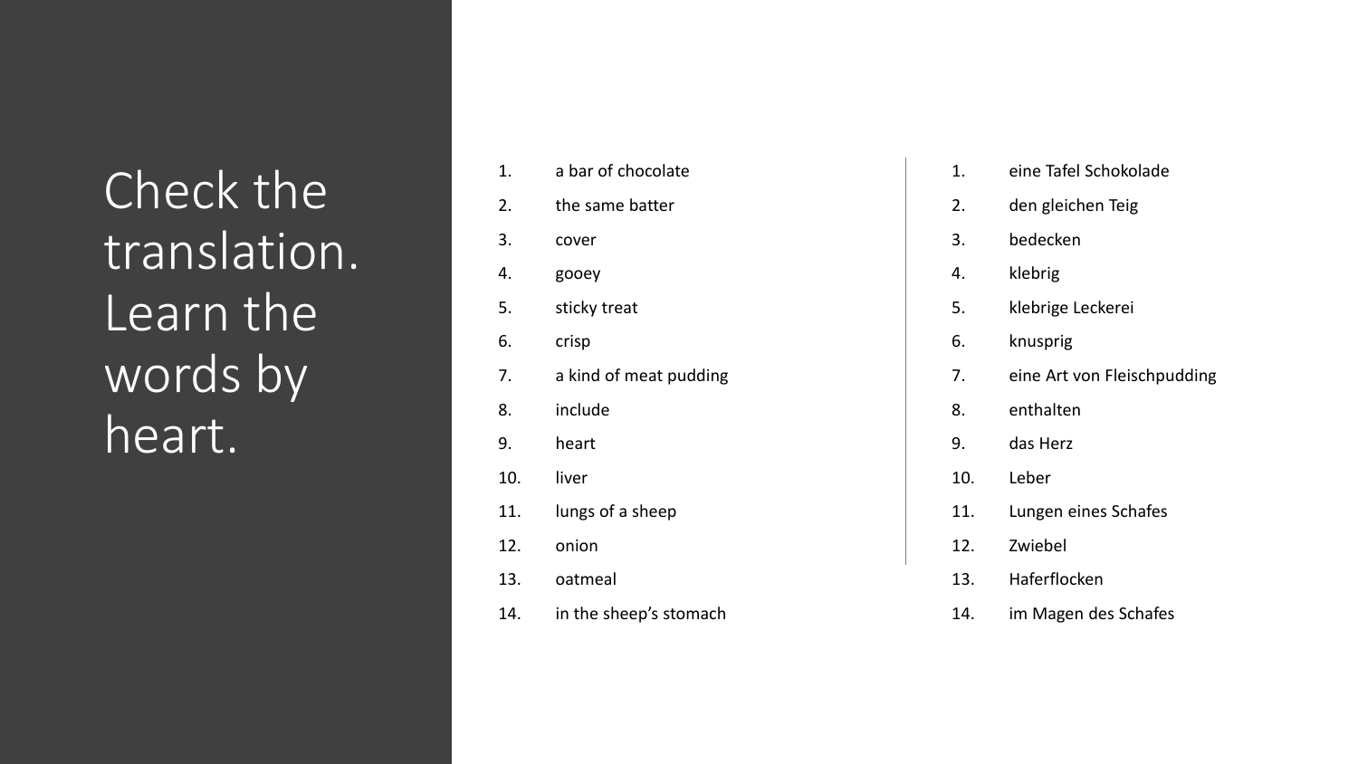# Check the translation. Learn the words by heart.

| | English | German |
|---|---|---|
| 1. | a bar of chocolate | eine Tafel Schokolade |
| 2. | the same batter | den gleichen Teig |
| 3. | cover | bedecken |
| 4. | gooey | klebrig |
| 5. | sticky treat | klebrige Leckerei |
| 6. | crisp | knusprig |
| 7. | a kind of meat pudding | eine Art von Fleischpudding |
| 8. | include | enthalten |
| 9. | heart | das Herz |
| 10. | liver | Leber |
| 11. | lungs of a sheep | Lungen eines Schafes |
| 12. | onion | Zwiebel |
| 13. | oatmeal | Haferflocken |
| 14. | in the sheep's stomach | im Magen des Schafes |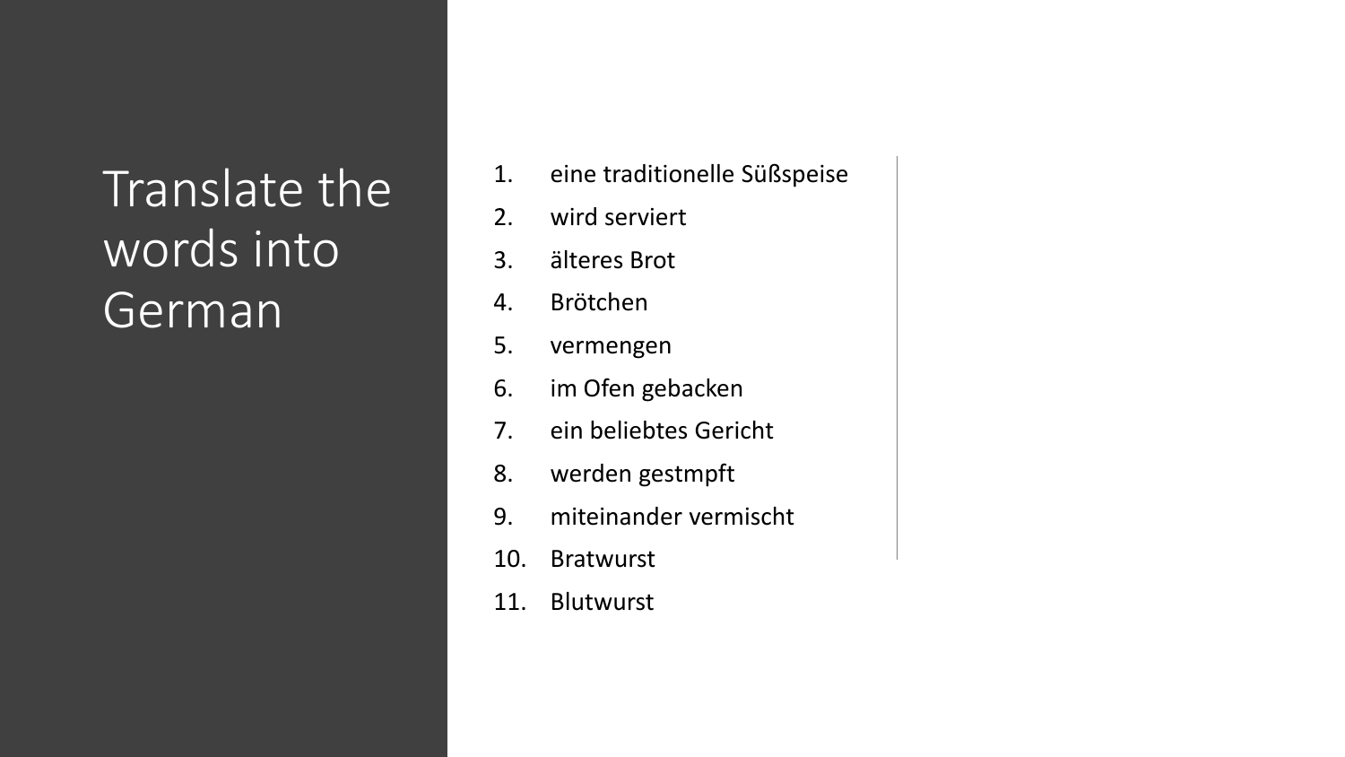# Translate the words into German

1. eine traditionelle Süßspeise
2. wird serviert
3. älteres Brot
4. Brötchen
5. vermengen
6. im Ofen gebacken
7. ein beliebtes Gericht
8. werden gestmpft
9. miteinander vermischt
10. Bratwurst
11. Blutwurst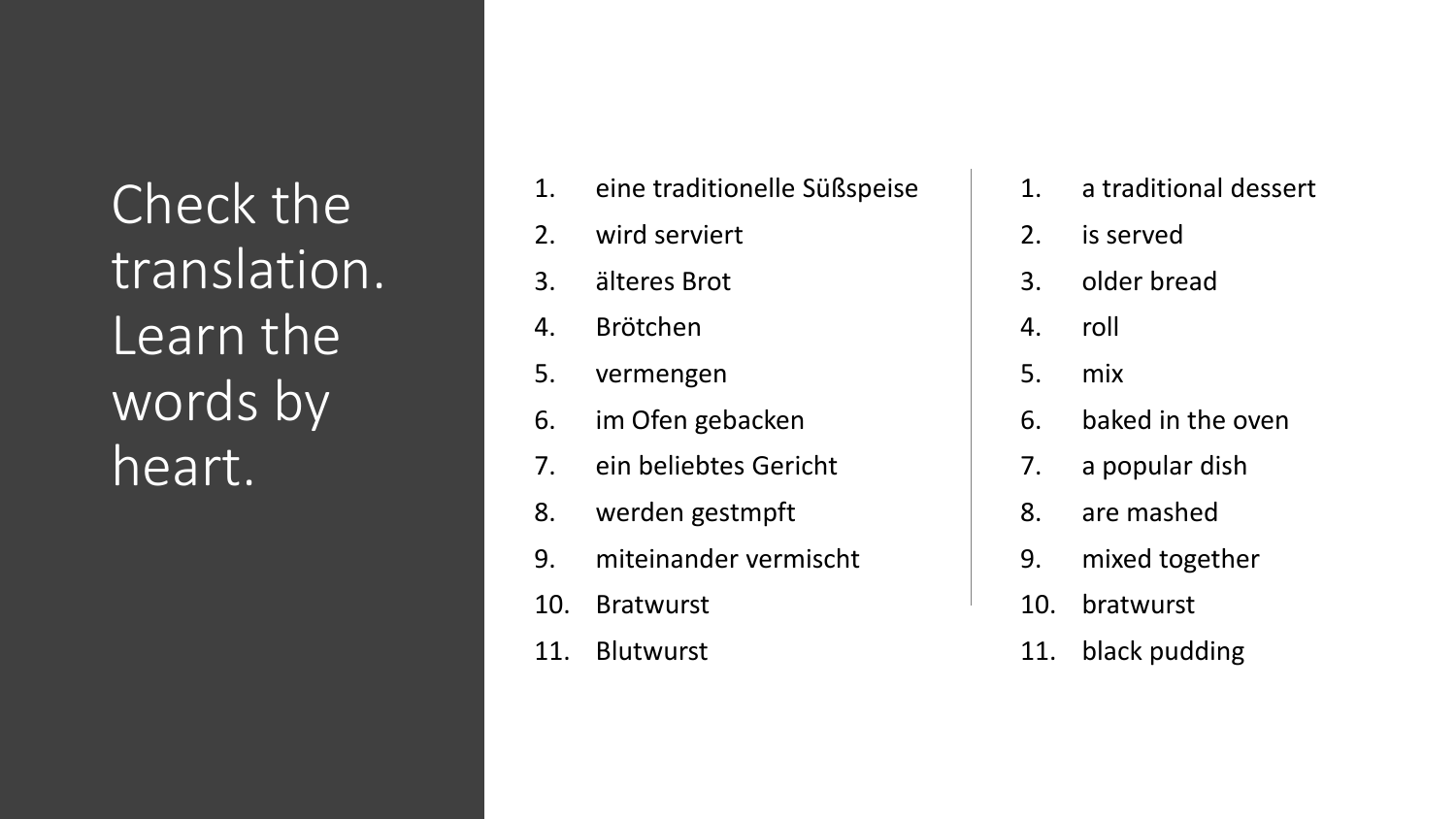# Check the translation. Learn the words by heart.

| German | English |
| --- | --- |
| 1. eine traditionelle Süßspeise | 1. a traditional dessert |
| 2. wird serviert | 2. is served |
| 3. älteres Brot | 3. older bread |
| 4. Brötchen | 4. roll |
| 5. vermengen | 5. mix |
| 6. im Ofen gebacken | 6. baked in the oven |
| 7. ein beliebtes Gericht | 7. a popular dish |
| 8. werden gestmpft | 8. are mashed |
| 9. miteinander vermischt | 9. mixed together |
| 10. Bratwurst | 10. bratwurst |
| 11. Blutwurst | 11. black pudding |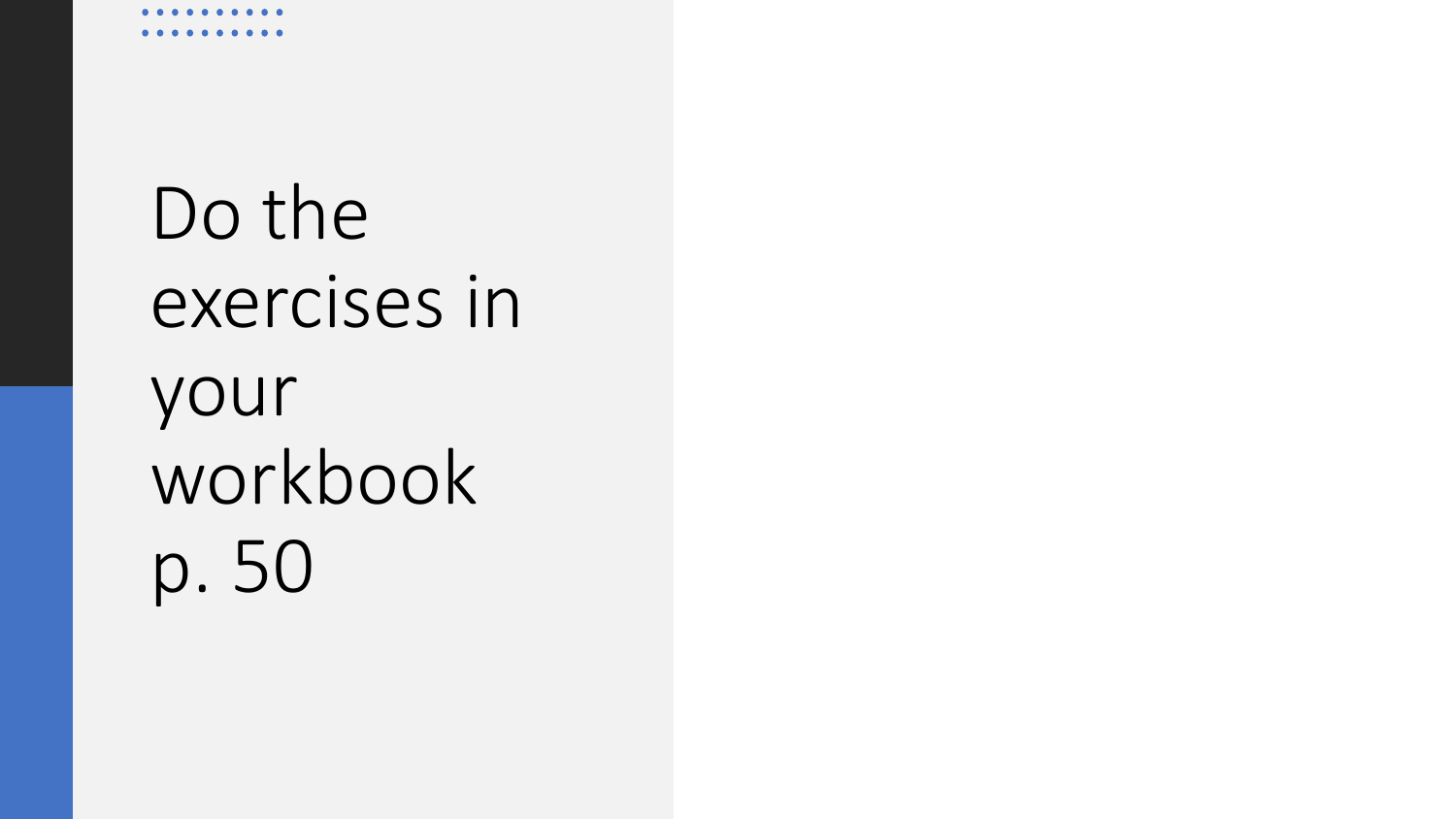# Do the exercises in your workbook p. 50